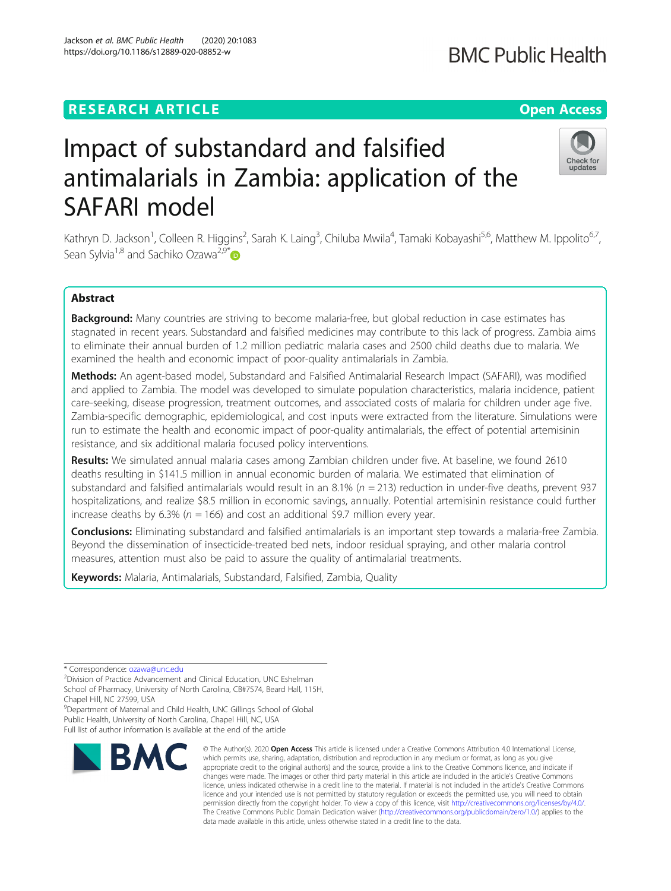RESEARCH ARTICLE

Open Access

# Impact of substandard and falsified antimalarials in Zambia: application of the SAFARI model

Kathryn D. Jackson[1], Colleen R. Higgins[2], Sarah K. Laing[3], Chiluba Mwila[4], Tamaki Kobayashi[5,6], Matthew M. Ippolito[6,7], Sean Sylvia[1,8] and Sachiko Ozawa[2,9*]

## Abstract

**Background:** Many countries are striving to become malaria-free, but global reduction in case estimates has stagnated in recent years. Substandard and falsified medicines may contribute to this lack of progress. Zambia aims to eliminate their annual burden of 1.2 million pediatric malaria cases and 2500 child deaths due to malaria. We examined the health and economic impact of poor-quality antimalarials in Zambia.

**Methods:** An agent-based model, Substandard and Falsified Antimalarial Research Impact (SAFARI), was modified and applied to Zambia. The model was developed to simulate population characteristics, malaria incidence, patient care-seeking, disease progression, treatment outcomes, and associated costs of malaria for children under age five. Zambia-specific demographic, epidemiological, and cost inputs were extracted from the literature. Simulations were run to estimate the health and economic impact of poor-quality antimalarials, the effect of potential artemisinin resistance, and six additional malaria focused policy interventions.

**Results:** We simulated annual malaria cases among Zambian children under five. At baseline, we found 2610 deaths resulting in \$141.5 million in annual economic burden of malaria. We estimated that elimination of substandard and falsified antimalarials would result in an 8.1% ($n = 213$) reduction in under-five deaths, prevent 937 hospitalizations, and realize \$8.5 million in economic savings, annually. Potential artemisinin resistance could further increase deaths by 6.3% ($n = 166$) and cost an additional \$9.7 million every year.

**Conclusions:** Eliminating substandard and falsified antimalarials is an important step towards a malaria-free Zambia. Beyond the dissemination of insecticide-treated bed nets, indoor residual spraying, and other malaria control measures, attention must also be paid to assure the quality of antimalarial treatments.

**Keywords:** Malaria, Antimalarials, Substandard, Falsified, Zambia, Quality

---

\* Correspondence: ozawa@unc.edu

[2]Division of Practice Advancement and Clinical Education, UNC Eshelman School of Pharmacy, University of North Carolina, CB#7574, Beard Hall, 115H, Chapel Hill, NC 27599, USA

[9]Department of Maternal and Child Health, UNC Gillings School of Global Public Health, University of North Carolina, Chapel Hill, NC, USA

Full list of author information is available at the end of the article

© The Author(s). 2020 **Open Access** This article is licensed under a Creative Commons Attribution 4.0 International License, which permits use, sharing, adaptation, distribution and reproduction in any medium or format, as long as you give appropriate credit to the original author(s) and the source, provide a link to the Creative Commons licence, and indicate if changes were made. The images or other third party material in this article are included in the article's Creative Commons licence, unless indicated otherwise in a credit line to the material. If material is not included in the article's Creative Commons licence and your intended use is not permitted by statutory regulation or exceeds the permitted use, you will need to obtain permission directly from the copyright holder. To view a copy of this licence, visit http://creativecommons.org/licenses/by/4.0/. The Creative Commons Public Domain Dedication waiver (http://creativecommons.org/publicdomain/zero/1.0/) applies to the data made available in this article, unless otherwise stated in a credit line to the data.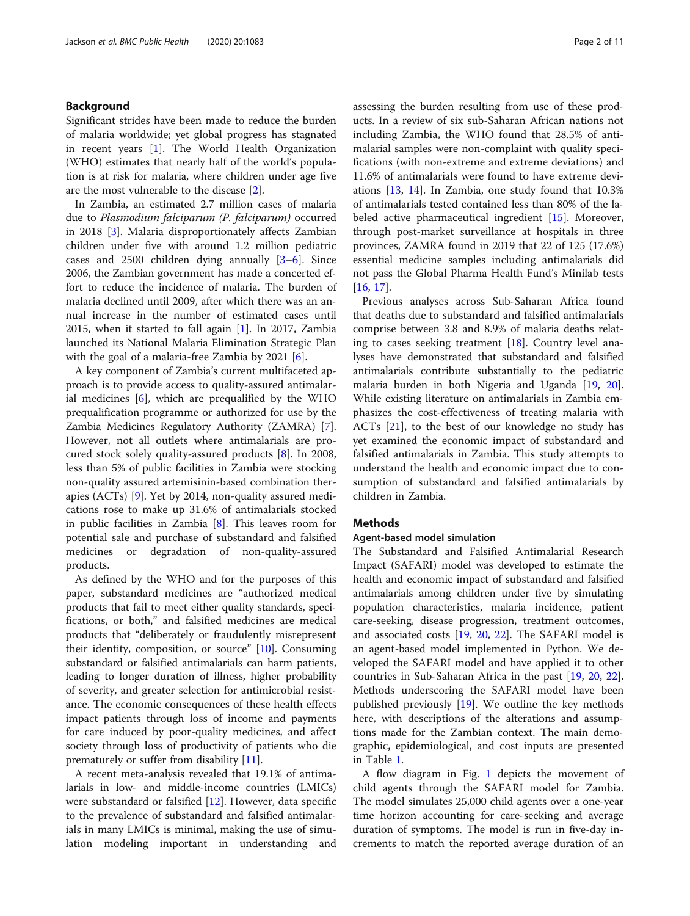## Background

Significant strides have been made to reduce the burden of malaria worldwide; yet global progress has stagnated in recent years [1]. The World Health Organization (WHO) estimates that nearly half of the world's population is at risk for malaria, where children under age five are the most vulnerable to the disease [2].

In Zambia, an estimated 2.7 million cases of malaria due to *Plasmodium falciparum (P. falciparum)* occurred in 2018 [3]. Malaria disproportionately affects Zambian children under five with around 1.2 million pediatric cases and 2500 children dying annually [3–6]. Since 2006, the Zambian government has made a concerted effort to reduce the incidence of malaria. The burden of malaria declined until 2009, after which there was an annual increase in the number of estimated cases until 2015, when it started to fall again [1]. In 2017, Zambia launched its National Malaria Elimination Strategic Plan with the goal of a malaria-free Zambia by 2021 [6].

A key component of Zambia's current multifaceted approach is to provide access to quality-assured antimalarial medicines [6], which are prequalified by the WHO prequalification programme or authorized for use by the Zambia Medicines Regulatory Authority (ZAMRA) [7]. However, not all outlets where antimalarials are procured stock solely quality-assured products [8]. In 2008, less than 5% of public facilities in Zambia were stocking non-quality assured artemisinin-based combination therapies (ACTs) [9]. Yet by 2014, non-quality assured medications rose to make up 31.6% of antimalarials stocked in public facilities in Zambia [8]. This leaves room for potential sale and purchase of substandard and falsified medicines or degradation of non-quality-assured products.

As defined by the WHO and for the purposes of this paper, substandard medicines are "authorized medical products that fail to meet either quality standards, specifications, or both," and falsified medicines are medical products that "deliberately or fraudulently misrepresent their identity, composition, or source" [10]. Consuming substandard or falsified antimalarials can harm patients, leading to longer duration of illness, higher probability of severity, and greater selection for antimicrobial resistance. The economic consequences of these health effects impact patients through loss of income and payments for care induced by poor-quality medicines, and affect society through loss of productivity of patients who die prematurely or suffer from disability [11].

A recent meta-analysis revealed that 19.1% of antimalarials in low- and middle-income countries (LMICs) were substandard or falsified [12]. However, data specific to the prevalence of substandard and falsified antimalarials in many LMICs is minimal, making the use of simulation modeling important in understanding and assessing the burden resulting from use of these products. In a review of six sub-Saharan African nations not including Zambia, the WHO found that 28.5% of antimalarial samples were non-complaint with quality specifications (with non-extreme and extreme deviations) and 11.6% of antimalarials were found to have extreme deviations [13, 14]. In Zambia, one study found that 10.3% of antimalarials tested contained less than 80% of the labeled active pharmaceutical ingredient [15]. Moreover, through post-market surveillance at hospitals in three provinces, ZAMRA found in 2019 that 22 of 125 (17.6%) essential medicine samples including antimalarials did not pass the Global Pharma Health Fund's Minilab tests [16, 17].

Previous analyses across Sub-Saharan Africa found that deaths due to substandard and falsified antimalarials comprise between 3.8 and 8.9% of malaria deaths relating to cases seeking treatment [18]. Country level analyses have demonstrated that substandard and falsified antimalarials contribute substantially to the pediatric malaria burden in both Nigeria and Uganda [19, 20]. While existing literature on antimalarials in Zambia emphasizes the cost-effectiveness of treating malaria with ACTs [21], to the best of our knowledge no study has yet examined the economic impact of substandard and falsified antimalarials in Zambia. This study attempts to understand the health and economic impact due to consumption of substandard and falsified antimalarials by children in Zambia.

## Methods

### Agent-based model simulation

The Substandard and Falsified Antimalarial Research Impact (SAFARI) model was developed to estimate the health and economic impact of substandard and falsified antimalarials among children under five by simulating population characteristics, malaria incidence, patient care-seeking, disease progression, treatment outcomes, and associated costs [19, 20, 22]. The SAFARI model is an agent-based model implemented in Python. We developed the SAFARI model and have applied it to other countries in Sub-Saharan Africa in the past [19, 20, 22]. Methods underscoring the SAFARI model have been published previously [19]. We outline the key methods here, with descriptions of the alterations and assumptions made for the Zambian context. The main demographic, epidemiological, and cost inputs are presented in Table 1.

A flow diagram in Fig. 1 depicts the movement of child agents through the SAFARI model for Zambia. The model simulates 25,000 child agents over a one-year time horizon accounting for care-seeking and average duration of symptoms. The model is run in five-day increments to match the reported average duration of an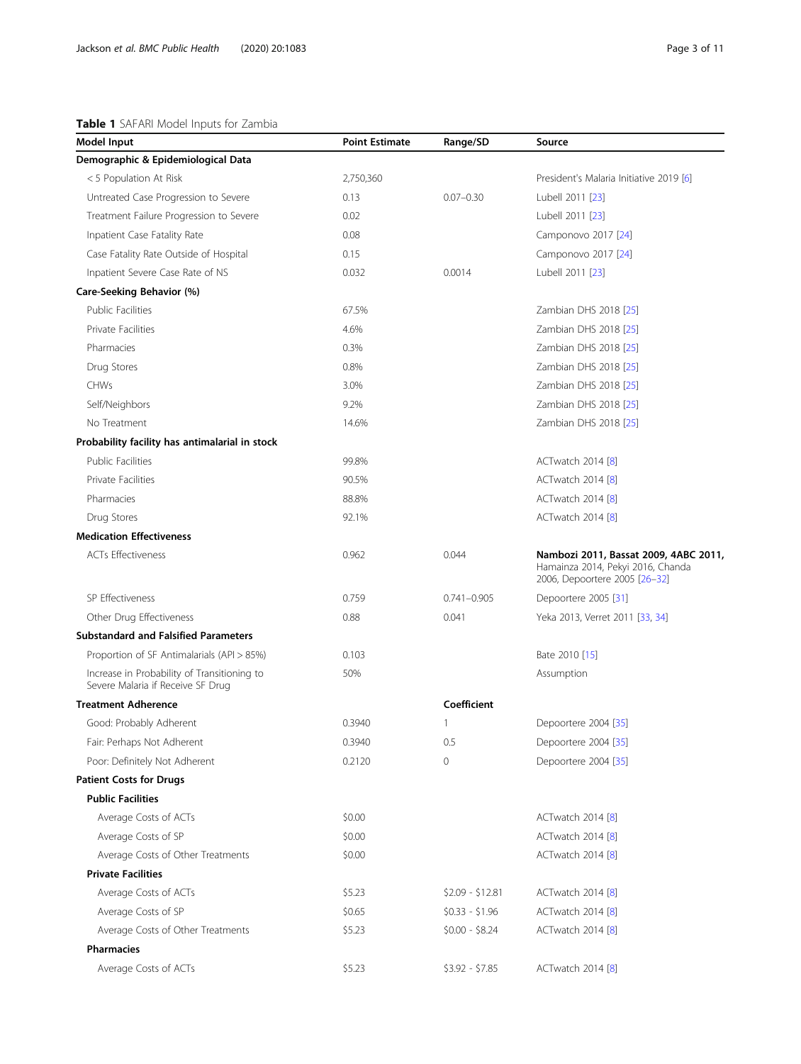**Table 1** SAFARI Model Inputs for Zambia

| Model Input | Point Estimate | Range/SD | Source |
|---|---|---|---|
| **Demographic & Epidemiological Data** | | | |
| < 5 Population At Risk | 2,750,360 | | President's Malaria Initiative 2019 [6] |
| Untreated Case Progression to Severe | 0.13 | 0.07–0.30 | Lubell 2011 [23] |
| Treatment Failure Progression to Severe | 0.02 | | Lubell 2011 [23] |
| Inpatient Case Fatality Rate | 0.08 | | Camponovo 2017 [24] |
| Case Fatality Rate Outside of Hospital | 0.15 | | Camponovo 2017 [24] |
| Inpatient Severe Case Rate of NS | 0.032 | 0.0014 | Lubell 2011 [23] |
| **Care-Seeking Behavior (%)** | | | |
| Public Facilities | 67.5% | | Zambian DHS 2018 [25] |
| Private Facilities | 4.6% | | Zambian DHS 2018 [25] |
| Pharmacies | 0.3% | | Zambian DHS 2018 [25] |
| Drug Stores | 0.8% | | Zambian DHS 2018 [25] |
| CHWs | 3.0% | | Zambian DHS 2018 [25] |
| Self/Neighbors | 9.2% | | Zambian DHS 2018 [25] |
| No Treatment | 14.6% | | Zambian DHS 2018 [25] |
| **Probability facility has antimalarial in stock** | | | |
| Public Facilities | 99.8% | | ACTwatch 2014 [8] |
| Private Facilities | 90.5% | | ACTwatch 2014 [8] |
| Pharmacies | 88.8% | | ACTwatch 2014 [8] |
| Drug Stores | 92.1% | | ACTwatch 2014 [8] |
| **Medication Effectiveness** | | | |
| ACTs Effectiveness | 0.962 | 0.044 | **Nambozi 2011, Bassat 2009, 4ABC 2011,** Hamainza 2014, Pekyi 2016, Chanda 2006, Depoortere 2005 [26–32] |
| SP Effectiveness | 0.759 | 0.741–0.905 | Depoortere 2005 [31] |
| Other Drug Effectiveness | 0.88 | 0.041 | Yeka 2013, Verret 2011 [33, 34] |
| **Substandard and Falsified Parameters** | | | |
| Proportion of SF Antimalarials (API > 85%) | 0.103 | | Bate 2010 [15] |
| Increase in Probability of Transitioning to Severe Malaria if Receive SF Drug | 50% | | Assumption |
| **Treatment Adherence** | | **Coefficient** | |
| Good: Probably Adherent | 0.3940 | 1 | Depoortere 2004 [35] |
| Fair: Perhaps Not Adherent | 0.3940 | 0.5 | Depoortere 2004 [35] |
| Poor: Definitely Not Adherent | 0.2120 | 0 | Depoortere 2004 [35] |
| **Patient Costs for Drugs** | | | |
| **Public Facilities** | | | |
| Average Costs of ACTs | $0.00 | | ACTwatch 2014 [8] |
| Average Costs of SP | $0.00 | | ACTwatch 2014 [8] |
| Average Costs of Other Treatments | $0.00 | | ACTwatch 2014 [8] |
| **Private Facilities** | | | |
| Average Costs of ACTs | $5.23 | $2.09 - $12.81 | ACTwatch 2014 [8] |
| Average Costs of SP | $0.65 | $0.33 - $1.96 | ACTwatch 2014 [8] |
| Average Costs of Other Treatments | $5.23 | $0.00 - $8.24 | ACTwatch 2014 [8] |
| **Pharmacies** | | | |
| Average Costs of ACTs | $5.23 | $3.92 - $7.85 | ACTwatch 2014 [8] |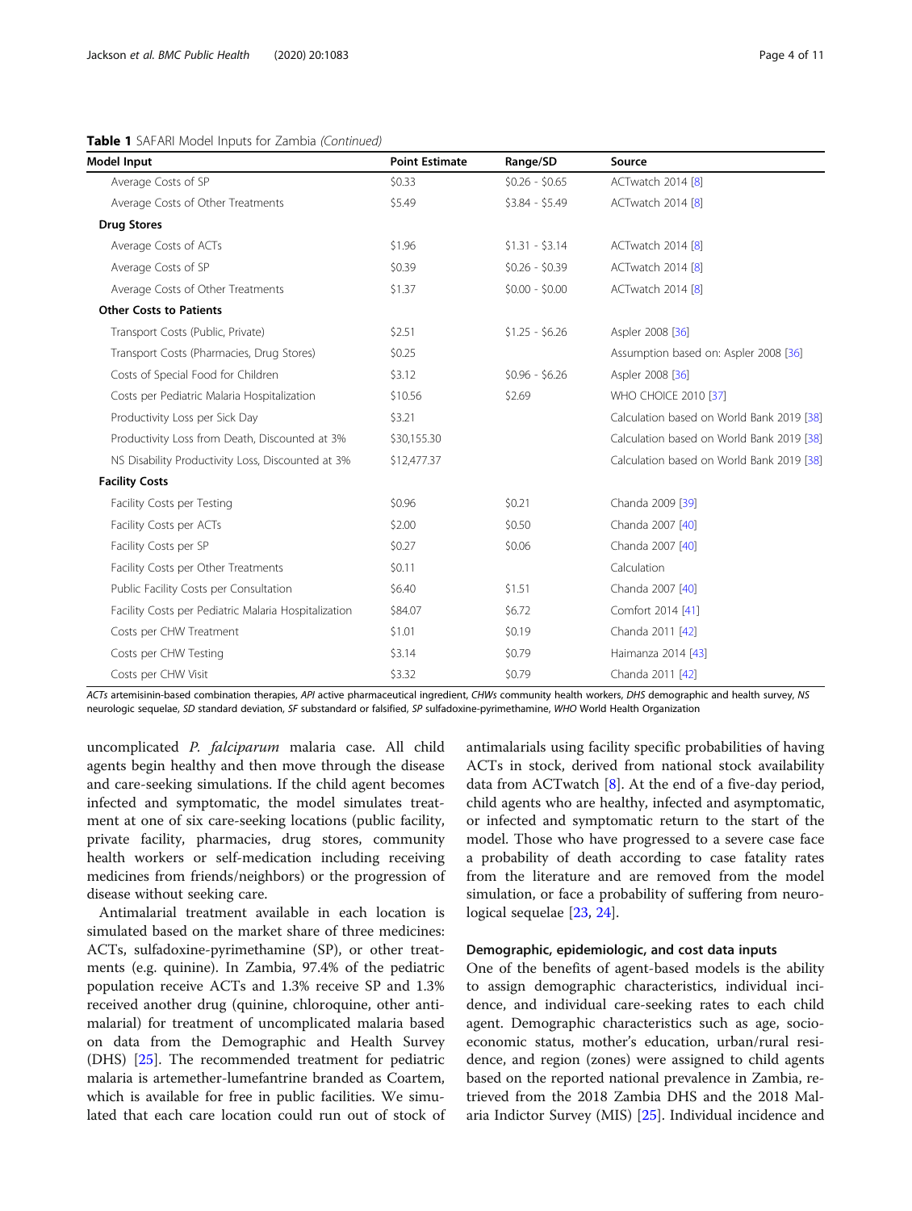**Table 1** SAFARI Model Inputs for Zambia *(Continued)*

| Model Input | Point Estimate | Range/SD | Source |
|---|---|---|---|
| Average Costs of SP | $0.33 | $0.26 - $0.65 | ACTwatch 2014 [8] |
| Average Costs of Other Treatments | $5.49 | $3.84 - $5.49 | ACTwatch 2014 [8] |
| **Drug Stores** | | | |
| Average Costs of ACTs | $1.96 | $1.31 - $3.14 | ACTwatch 2014 [8] |
| Average Costs of SP | $0.39 | $0.26 - $0.39 | ACTwatch 2014 [8] |
| Average Costs of Other Treatments | $1.37 | $0.00 - $0.00 | ACTwatch 2014 [8] |
| **Other Costs to Patients** | | | |
| Transport Costs (Public, Private) | $2.51 | $1.25 - $6.26 | Aspler 2008 [36] |
| Transport Costs (Pharmacies, Drug Stores) | $0.25 | | Assumption based on: Aspler 2008 [36] |
| Costs of Special Food for Children | $3.12 | $0.96 - $6.26 | Aspler 2008 [36] |
| Costs per Pediatric Malaria Hospitalization | $10.56 | $2.69 | WHO CHOICE 2010 [37] |
| Productivity Loss per Sick Day | $3.21 | | Calculation based on World Bank 2019 [38] |
| Productivity Loss from Death, Discounted at 3% | $30,155.30 | | Calculation based on World Bank 2019 [38] |
| NS Disability Productivity Loss, Discounted at 3% | $12,477.37 | | Calculation based on World Bank 2019 [38] |
| **Facility Costs** | | | |
| Facility Costs per Testing | $0.96 | $0.21 | Chanda 2009 [39] |
| Facility Costs per ACTs | $2.00 | $0.50 | Chanda 2007 [40] |
| Facility Costs per SP | $0.27 | $0.06 | Chanda 2007 [40] |
| Facility Costs per Other Treatments | $0.11 | | Calculation |
| Public Facility Costs per Consultation | $6.40 | $1.51 | Chanda 2007 [40] |
| Facility Costs per Pediatric Malaria Hospitalization | $84.07 | $6.72 | Comfort 2014 [41] |
| Costs per CHW Treatment | $1.01 | $0.19 | Chanda 2011 [42] |
| Costs per CHW Testing | $3.14 | $0.79 | Haimanza 2014 [43] |
| Costs per CHW Visit | $3.32 | $0.79 | Chanda 2011 [42] |

*ACTs* artemisinin-based combination therapies, *API* active pharmaceutical ingredient, *CHWs* community health workers, *DHS* demographic and health survey, *NS* neurologic sequelae, *SD* standard deviation, *SF* substandard or falsified, *SP* sulfadoxine-pyrimethamine, *WHO* World Health Organization

uncomplicated *P. falciparum* malaria case. All child agents begin healthy and then move through the disease and care-seeking simulations. If the child agent becomes infected and symptomatic, the model simulates treatment at one of six care-seeking locations (public facility, private facility, pharmacies, drug stores, community health workers or self-medication including receiving medicines from friends/neighbors) or the progression of disease without seeking care.

Antimalarial treatment available in each location is simulated based on the market share of three medicines: ACTs, sulfadoxine-pyrimethamine (SP), or other treatments (e.g. quinine). In Zambia, 97.4% of the pediatric population receive ACTs and 1.3% receive SP and 1.3% received another drug (quinine, chloroquine, other antimalarial) for treatment of uncomplicated malaria based on data from the Demographic and Health Survey (DHS) [25]. The recommended treatment for pediatric malaria is artemether-lumefantrine branded as Coartem, which is available for free in public facilities. We simulated that each care location could run out of stock of antimalarials using facility specific probabilities of having ACTs in stock, derived from national stock availability data from ACTwatch [8]. At the end of a five-day period, child agents who are healthy, infected and asymptomatic, or infected and symptomatic return to the start of the model. Those who have progressed to a severe case face a probability of death according to case fatality rates from the literature and are removed from the model simulation, or face a probability of suffering from neurological sequelae [23, 24].

### Demographic, epidemiologic, and cost data inputs

One of the benefits of agent-based models is the ability to assign demographic characteristics, individual incidence, and individual care-seeking rates to each child agent. Demographic characteristics such as age, socioeconomic status, mother's education, urban/rural residence, and region (zones) were assigned to child agents based on the reported national prevalence in Zambia, retrieved from the 2018 Zambia DHS and the 2018 Malaria Indictor Survey (MIS) [25]. Individual incidence and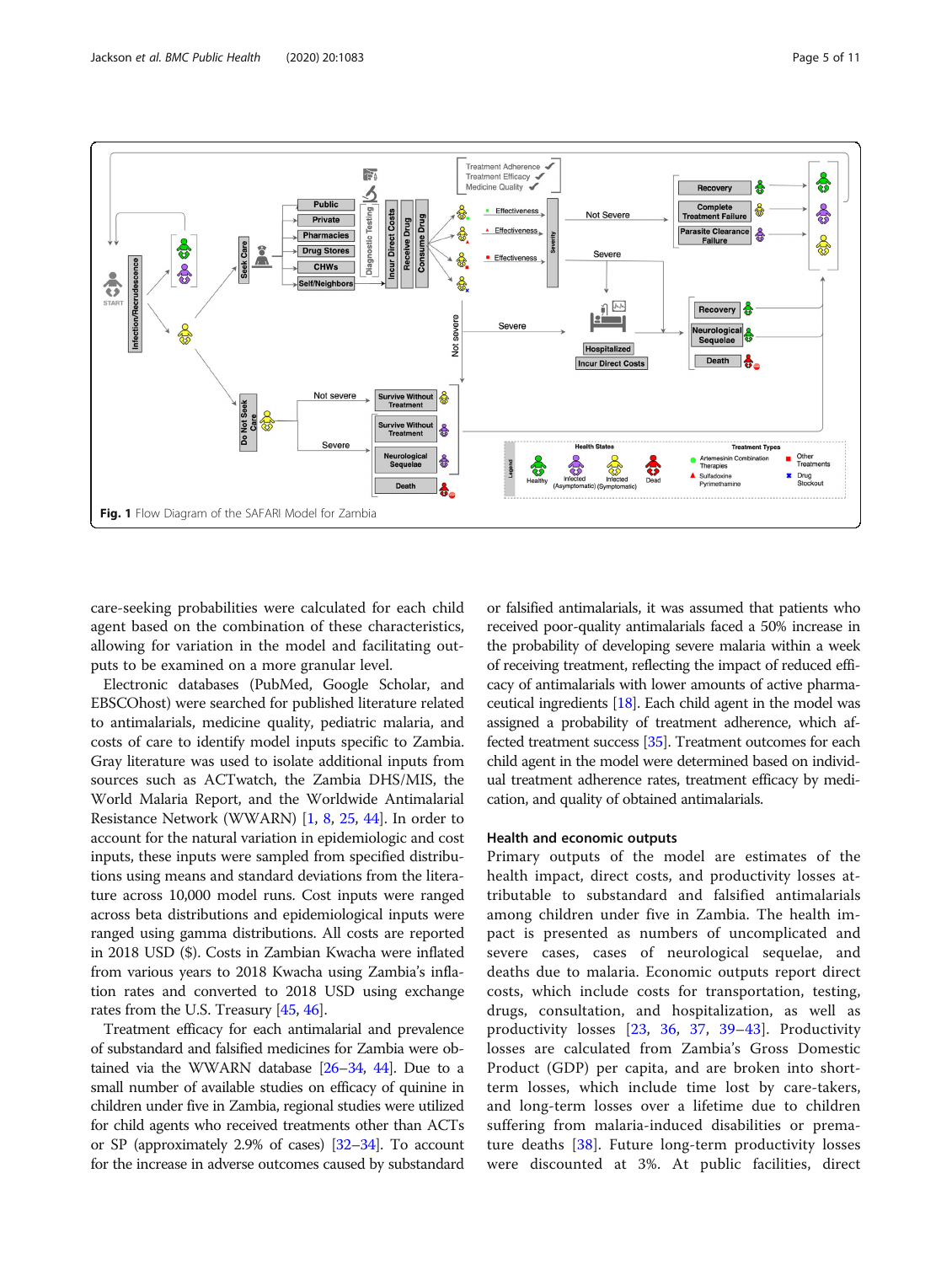Fig. 1 Flow Diagram of the SAFARI Model for Zambia

care-seeking probabilities were calculated for each child agent based on the combination of these characteristics, allowing for variation in the model and facilitating outputs to be examined on a more granular level.

Electronic databases (PubMed, Google Scholar, and EBSCOhost) were searched for published literature related to antimalarials, medicine quality, pediatric malaria, and costs of care to identify model inputs specific to Zambia. Gray literature was used to isolate additional inputs from sources such as ACTwatch, the Zambia DHS/MIS, the World Malaria Report, and the Worldwide Antimalarial Resistance Network (WWARN) [1, 8, 25, 44]. In order to account for the natural variation in epidemiologic and cost inputs, these inputs were sampled from specified distributions using means and standard deviations from the literature across 10,000 model runs. Cost inputs were ranged across beta distributions and epidemiological inputs were ranged using gamma distributions. All costs are reported in 2018 USD ($). Costs in Zambian Kwacha were inflated from various years to 2018 Kwacha using Zambia's inflation rates and converted to 2018 USD using exchange rates from the U.S. Treasury [45, 46].

Treatment efficacy for each antimalarial and prevalence of substandard and falsified medicines for Zambia were obtained via the WWARN database [26–34, 44]. Due to a small number of available studies on efficacy of quinine in children under five in Zambia, regional studies were utilized for child agents who received treatments other than ACTs or SP (approximately 2.9% of cases) [32–34]. To account for the increase in adverse outcomes caused by substandard or falsified antimalarials, it was assumed that patients who received poor-quality antimalarials faced a 50% increase in the probability of developing severe malaria within a week of receiving treatment, reflecting the impact of reduced efficacy of antimalarials with lower amounts of active pharmaceutical ingredients [18]. Each child agent in the model was assigned a probability of treatment adherence, which affected treatment success [35]. Treatment outcomes for each child agent in the model were determined based on individual treatment adherence rates, treatment efficacy by medication, and quality of obtained antimalarials.

### Health and economic outputs

Primary outputs of the model are estimates of the health impact, direct costs, and productivity losses attributable to substandard and falsified antimalarials among children under five in Zambia. The health impact is presented as numbers of uncomplicated and severe cases, cases of neurological sequelae, and deaths due to malaria. Economic outputs report direct costs, which include costs for transportation, testing, drugs, consultation, and hospitalization, as well as productivity losses [23, 36, 37, 39–43]. Productivity losses are calculated from Zambia's Gross Domestic Product (GDP) per capita, and are broken into short-term losses, which include time lost by care-takers, and long-term losses over a lifetime due to children suffering from malaria-induced disabilities or premature deaths [38]. Future long-term productivity losses were discounted at 3%. At public facilities, direct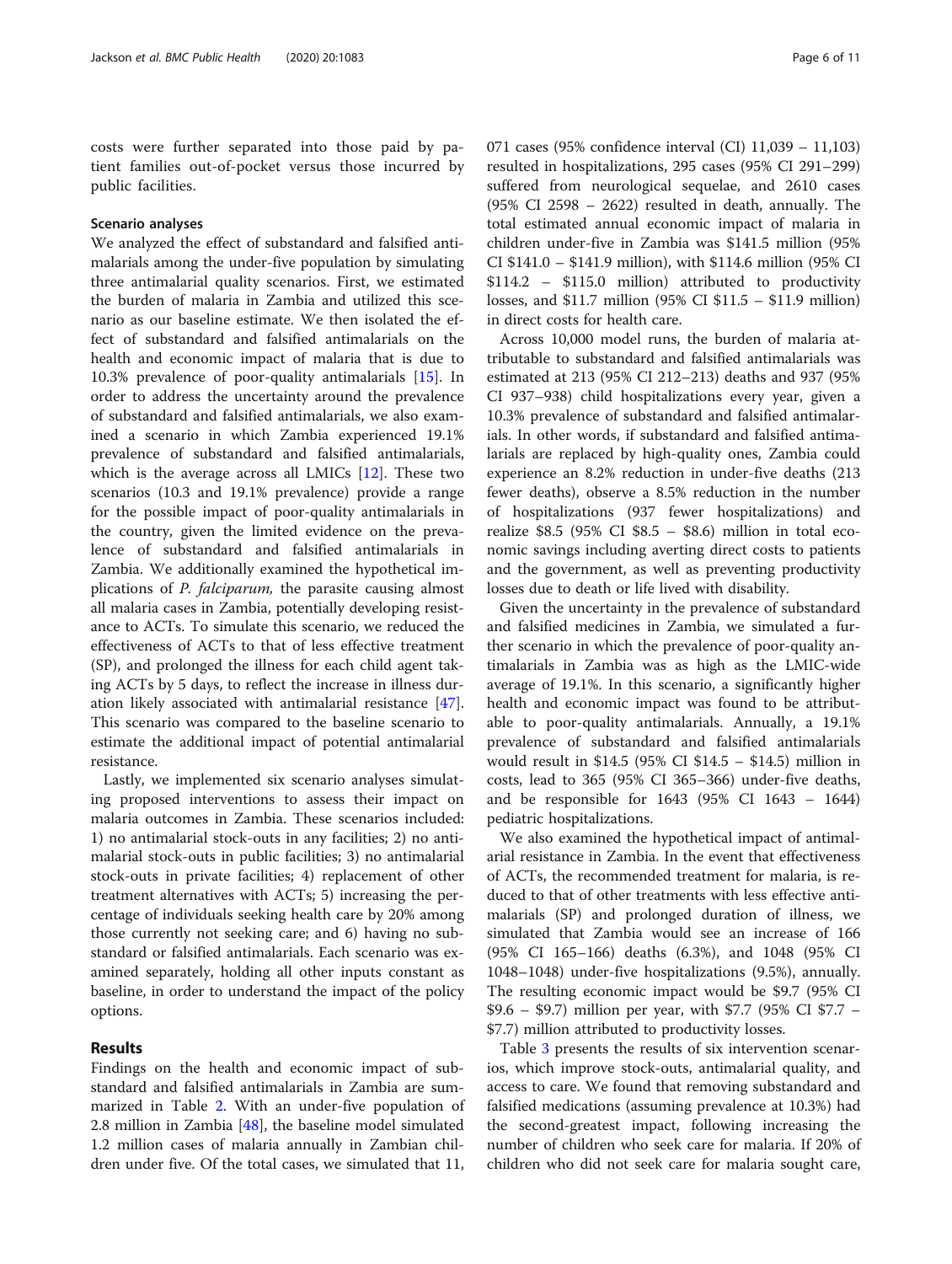costs were further separated into those paid by patient families out-of-pocket versus those incurred by public facilities.

### Scenario analyses

We analyzed the effect of substandard and falsified antimalarials among the under-five population by simulating three antimalarial quality scenarios. First, we estimated the burden of malaria in Zambia and utilized this scenario as our baseline estimate. We then isolated the effect of substandard and falsified antimalarials on the health and economic impact of malaria that is due to 10.3% prevalence of poor-quality antimalarials [15]. In order to address the uncertainty around the prevalence of substandard and falsified antimalarials, we also examined a scenario in which Zambia experienced 19.1% prevalence of substandard and falsified antimalarials, which is the average across all LMICs [12]. These two scenarios (10.3 and 19.1% prevalence) provide a range for the possible impact of poor-quality antimalarials in the country, given the limited evidence on the prevalence of substandard and falsified antimalarials in Zambia. We additionally examined the hypothetical implications of *P. falciparum,* the parasite causing almost all malaria cases in Zambia, potentially developing resistance to ACTs. To simulate this scenario, we reduced the effectiveness of ACTs to that of less effective treatment (SP), and prolonged the illness for each child agent taking ACTs by 5 days, to reflect the increase in illness duration likely associated with antimalarial resistance [47]. This scenario was compared to the baseline scenario to estimate the additional impact of potential antimalarial resistance.

Lastly, we implemented six scenario analyses simulating proposed interventions to assess their impact on malaria outcomes in Zambia. These scenarios included: 1) no antimalarial stock-outs in any facilities; 2) no antimalarial stock-outs in public facilities; 3) no antimalarial stock-outs in private facilities; 4) replacement of other treatment alternatives with ACTs; 5) increasing the percentage of individuals seeking health care by 20% among those currently not seeking care; and 6) having no substandard or falsified antimalarials. Each scenario was examined separately, holding all other inputs constant as baseline, in order to understand the impact of the policy options.

## Results

Findings on the health and economic impact of substandard and falsified antimalarials in Zambia are summarized in Table 2. With an under-five population of 2.8 million in Zambia [48], the baseline model simulated 1.2 million cases of malaria annually in Zambian children under five. Of the total cases, we simulated that 11,071 cases (95% confidence interval (CI) 11,039 – 11,103) resulted in hospitalizations, 295 cases (95% CI 291–299) suffered from neurological sequelae, and 2610 cases (95% CI 2598 – 2622) resulted in death, annually. The total estimated annual economic impact of malaria in children under-five in Zambia was $141.5 million (95% CI $141.0 – $141.9 million), with $114.6 million (95% CI $114.2 – $115.0 million) attributed to productivity losses, and $11.7 million (95% CI $11.5 – $11.9 million) in direct costs for health care.

Across 10,000 model runs, the burden of malaria attributable to substandard and falsified antimalarials was estimated at 213 (95% CI 212–213) deaths and 937 (95% CI 937–938) child hospitalizations every year, given a 10.3% prevalence of substandard and falsified antimalarials. In other words, if substandard and falsified antimalarials are replaced by high-quality ones, Zambia could experience an 8.2% reduction in under-five deaths (213 fewer deaths), observe a 8.5% reduction in the number of hospitalizations (937 fewer hospitalizations) and realize $8.5 (95% CI $8.5 – $8.6) million in total economic savings including averting direct costs to patients and the government, as well as preventing productivity losses due to death or life lived with disability.

Given the uncertainty in the prevalence of substandard and falsified medicines in Zambia, we simulated a further scenario in which the prevalence of poor-quality antimalarials in Zambia was as high as the LMIC-wide average of 19.1%. In this scenario, a significantly higher health and economic impact was found to be attributable to poor-quality antimalarials. Annually, a 19.1% prevalence of substandard and falsified antimalarials would result in $14.5 (95% CI $14.5 – $14.5) million in costs, lead to 365 (95% CI 365–366) under-five deaths, and be responsible for 1643 (95% CI 1643 – 1644) pediatric hospitalizations.

We also examined the hypothetical impact of antimalarial resistance in Zambia. In the event that effectiveness of ACTs, the recommended treatment for malaria, is reduced to that of other treatments with less effective antimalarials (SP) and prolonged duration of illness, we simulated that Zambia would see an increase of 166 (95% CI 165–166) deaths (6.3%), and 1048 (95% CI 1048–1048) under-five hospitalizations (9.5%), annually. The resulting economic impact would be $9.7 (95% CI $9.6 – $9.7) million per year, with $7.7 (95% CI $7.7 – $7.7) million attributed to productivity losses.

Table 3 presents the results of six intervention scenarios, which improve stock-outs, antimalarial quality, and access to care. We found that removing substandard and falsified medications (assuming prevalence at 10.3%) had the second-greatest impact, following increasing the number of children who seek care for malaria. If 20% of children who did not seek care for malaria sought care,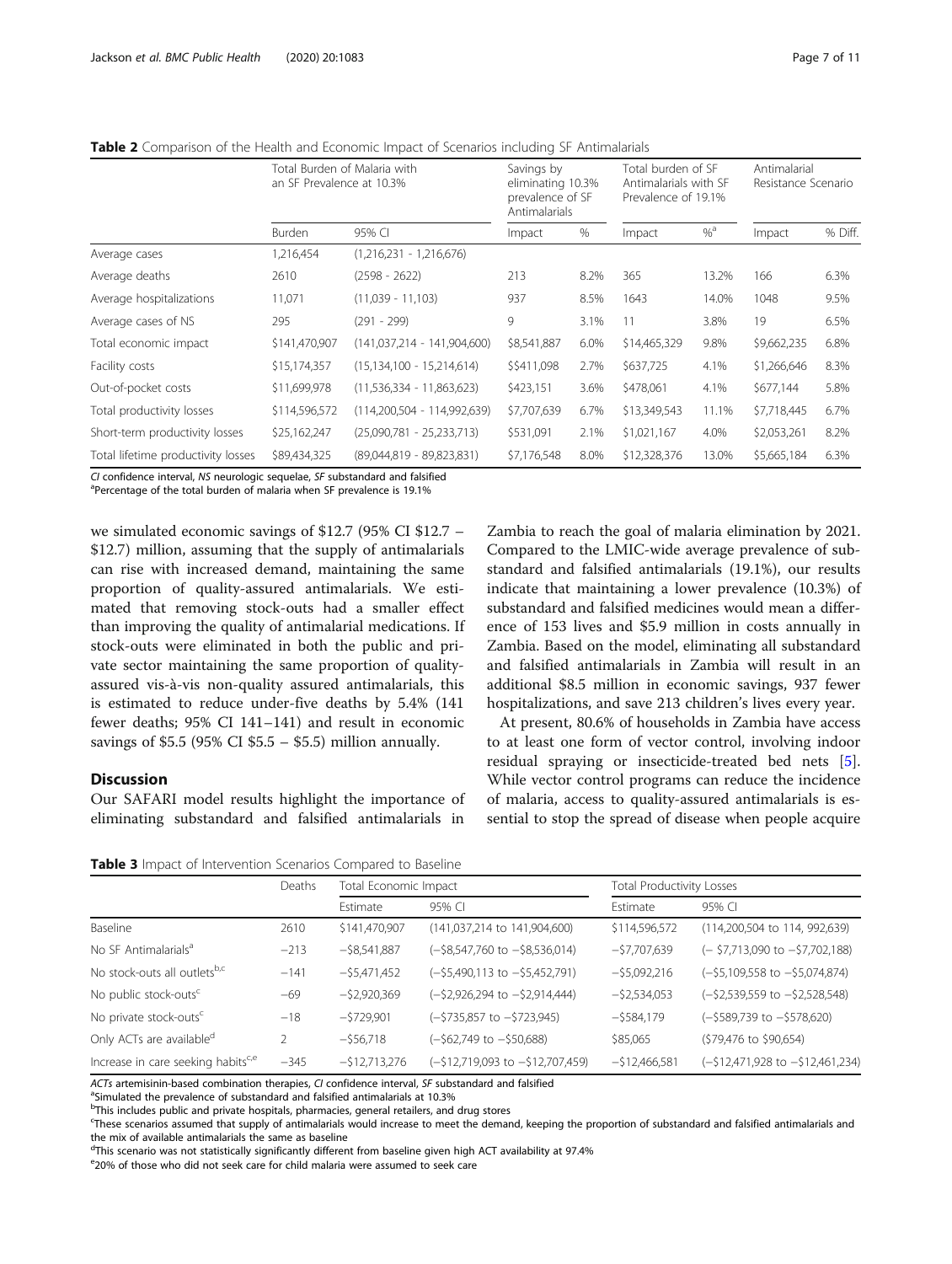**Table 2** Comparison of the Health and Economic Impact of Scenarios including SF Antimalarials

| | Total Burden of Malaria with an SF Prevalence at 10.3% | | Savings by eliminating 10.3% prevalence of SF Antimalarials | | Total burden of SF Antimalarials with SF Prevalence of 19.1% | | Antimalarial Resistance Scenario | |
|---|---|---|---|---|---|---|---|---|
| | Burden | 95% CI | Impact | % | Impact | %[a] | Impact | % Diff. |
| Average cases | 1,216,454 | (1,216,231 - 1,216,676) | | | | | | |
| Average deaths | 2610 | (2598 - 2622) | 213 | 8.2% | 365 | 13.2% | 166 | 6.3% |
| Average hospitalizations | 11,071 | (11,039 - 11,103) | 937 | 8.5% | 1643 | 14.0% | 1048 | 9.5% |
| Average cases of NS | 295 | (291 - 299) | 9 | 3.1% | 11 | 3.8% | 19 | 6.5% |
| Total economic impact | $141,470,907 | (141,037,214 - 141,904,600) | $8,541,887 | 6.0% | $14,465,329 | 9.8% | $9,662,235 | 6.8% |
| Facility costs | $15,174,357 | (15,134,100 - 15,214,614) | $$411,098 | 2.7% | $637,725 | 4.1% | $1,266,646 | 8.3% |
| Out-of-pocket costs | $11,699,978 | (11,536,334 - 11,863,623) | $423,151 | 3.6% | $478,061 | 4.1% | $677,144 | 5.8% |
| Total productivity losses | $114,596,572 | (114,200,504 - 114,992,639) | $7,707,639 | 6.7% | $13,349,543 | 11.1% | $7,718,445 | 6.7% |
| Short-term productivity losses | $25,162,247 | (25,090,781 - 25,233,713) | $531,091 | 2.1% | $1,021,167 | 4.0% | $2,053,261 | 8.2% |
| Total lifetime productivity losses | $89,434,325 | (89,044,819 - 89,823,831) | $7,176,548 | 8.0% | $12,328,376 | 13.0% | $5,665,184 | 6.3% |

*CI* confidence interval, *NS* neurologic sequelae, *SF* substandard and falsified
[a]Percentage of the total burden of malaria when SF prevalence is 19.1%

we simulated economic savings of $12.7 (95% CI $12.7 – $12.7) million, assuming that the supply of antimalarials can rise with increased demand, maintaining the same proportion of quality-assured antimalarials. We estimated that removing stock-outs had a smaller effect than improving the quality of antimalarial medications. If stock-outs were eliminated in both the public and private sector maintaining the same proportion of quality-assured vis-à-vis non-quality assured antimalarials, this is estimated to reduce under-five deaths by 5.4% (141 fewer deaths; 95% CI 141–141) and result in economic savings of $5.5 (95% CI $5.5 – $5.5) million annually.

## Discussion

Our SAFARI model results highlight the importance of eliminating substandard and falsified antimalarials in Zambia to reach the goal of malaria elimination by 2021. Compared to the LMIC-wide average prevalence of substandard and falsified antimalarials (19.1%), our results indicate that maintaining a lower prevalence (10.3%) of substandard and falsified medicines would mean a difference of 153 lives and $5.9 million in costs annually in Zambia. Based on the model, eliminating all substandard and falsified antimalarials in Zambia will result in an additional $8.5 million in economic savings, 937 fewer hospitalizations, and save 213 children's lives every year.

At present, 80.6% of households in Zambia have access to at least one form of vector control, involving indoor residual spraying or insecticide-treated bed nets [5]. While vector control programs can reduce the incidence of malaria, access to quality-assured antimalarials is essential to stop the spread of disease when people acquire

**Table 3** Impact of Intervention Scenarios Compared to Baseline

| | Deaths | Total Economic Impact | | Total Productivity Losses | |
|---|---|---|---|---|---|
| | | Estimate | 95% CI | Estimate | 95% CI |
| Baseline | 2610 | $141,470,907 | (141,037,214 to 141,904,600) | $114,596,572 | (114,200,504 to 114, 992,639) |
| No SF Antimalarials[a] | −213 | −$8,541,887 | (−$8,547,760 to −$8,536,014) | −$7,707,639 | (− $7,713,090 to −$7,702,188) |
| No stock-outs all outlets[b,c] | −141 | −$5,471,452 | (−$5,490,113 to −$5,452,791) | −$5,092,216 | (−$5,109,558 to −$5,074,874) |
| No public stock-outs[c] | −69 | −$2,920,369 | (−$2,926,294 to −$2,914,444) | −$2,534,053 | (−$2,539,559 to −$2,528,548) |
| No private stock-outs[c] | −18 | −$729,901 | (−$735,857 to −$723,945) | −$584,179 | (−$589,739 to −$578,620) |
| Only ACTs are available[d] | 2 | −$56,718 | (−$62,749 to −$50,688) | $85,065 | ($79,476 to $90,654) |
| Increase in care seeking habits[c,e] | −345 | −$12,713,276 | (−$12,719,093 to −$12,707,459) | −$12,466,581 | (−$12,471,928 to −$12,461,234) |

*ACTs* artemisinin-based combination therapies, *CI* confidence interval, *SF* substandard and falsified
[a]Simulated the prevalence of substandard and falsified antimalarials at 10.3%
[b]This includes public and private hospitals, pharmacies, general retailers, and drug stores
[c]These scenarios assumed that supply of antimalarials would increase to meet the demand, keeping the proportion of substandard and falsified antimalarials and the mix of available antimalarials the same as baseline
[d]This scenario was not statistically significantly different from baseline given high ACT availability at 97.4%
[e]20% of those who did not seek care for child malaria were assumed to seek care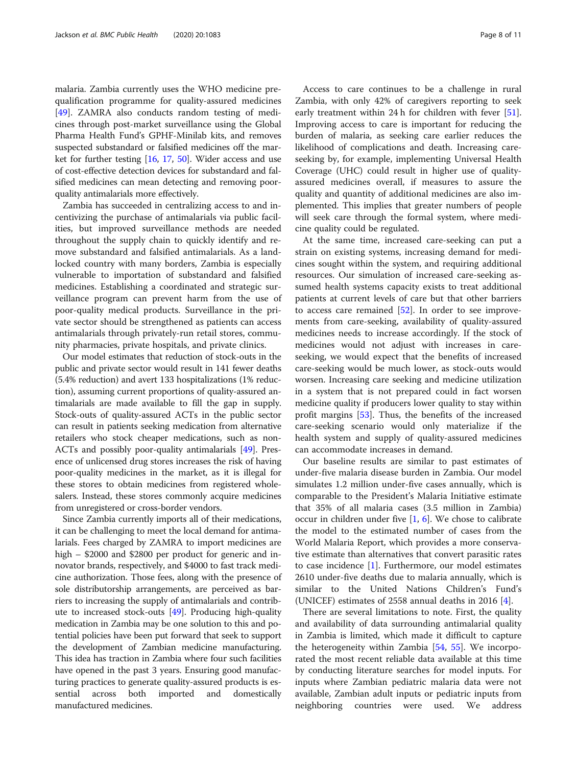malaria. Zambia currently uses the WHO medicine prequalification programme for quality-assured medicines [49]. ZAMRA also conducts random testing of medicines through post-market surveillance using the Global Pharma Health Fund's GPHF-Minilab kits, and removes suspected substandard or falsified medicines off the market for further testing [16, 17, 50]. Wider access and use of cost-effective detection devices for substandard and falsified medicines can mean detecting and removing poor-quality antimalarials more effectively.

Zambia has succeeded in centralizing access to and incentivizing the purchase of antimalarials via public facilities, but improved surveillance methods are needed throughout the supply chain to quickly identify and remove substandard and falsified antimalarials. As a landlocked country with many borders, Zambia is especially vulnerable to importation of substandard and falsified medicines. Establishing a coordinated and strategic surveillance program can prevent harm from the use of poor-quality medical products. Surveillance in the private sector should be strengthened as patients can access antimalarials through privately-run retail stores, community pharmacies, private hospitals, and private clinics.

Our model estimates that reduction of stock-outs in the public and private sector would result in 141 fewer deaths (5.4% reduction) and avert 133 hospitalizations (1% reduction), assuming current proportions of quality-assured antimalarials are made available to fill the gap in supply. Stock-outs of quality-assured ACTs in the public sector can result in patients seeking medication from alternative retailers who stock cheaper medications, such as non-ACTs and possibly poor-quality antimalarials [49]. Presence of unlicensed drug stores increases the risk of having poor-quality medicines in the market, as it is illegal for these stores to obtain medicines from registered wholesalers. Instead, these stores commonly acquire medicines from unregistered or cross-border vendors.

Since Zambia currently imports all of their medications, it can be challenging to meet the local demand for antimalarials. Fees charged by ZAMRA to import medicines are high – \$2000 and \$2800 per product for generic and innovator brands, respectively, and \$4000 to fast track medicine authorization. Those fees, along with the presence of sole distributorship arrangements, are perceived as barriers to increasing the supply of antimalarials and contribute to increased stock-outs [49]. Producing high-quality medication in Zambia may be one solution to this and potential policies have been put forward that seek to support the development of Zambian medicine manufacturing. This idea has traction in Zambia where four such facilities have opened in the past 3 years. Ensuring good manufacturing practices to generate quality-assured products is essential across both imported and domestically manufactured medicines.

Access to care continues to be a challenge in rural Zambia, with only 42% of caregivers reporting to seek early treatment within 24 h for children with fever [51]. Improving access to care is important for reducing the burden of malaria, as seeking care earlier reduces the likelihood of complications and death. Increasing care-seeking by, for example, implementing Universal Health Coverage (UHC) could result in higher use of quality-assured medicines overall, if measures to assure the quality and quantity of additional medicines are also implemented. This implies that greater numbers of people will seek care through the formal system, where medicine quality could be regulated.

At the same time, increased care-seeking can put a strain on existing systems, increasing demand for medicines sought within the system, and requiring additional resources. Our simulation of increased care-seeking assumed health systems capacity exists to treat additional patients at current levels of care but that other barriers to access care remained [52]. In order to see improvements from care-seeking, availability of quality-assured medicines needs to increase accordingly. If the stock of medicines would not adjust with increases in care-seeking, we would expect that the benefits of increased care-seeking would be much lower, as stock-outs would worsen. Increasing care seeking and medicine utilization in a system that is not prepared could in fact worsen medicine quality if producers lower quality to stay within profit margins [53]. Thus, the benefits of the increased care-seeking scenario would only materialize if the health system and supply of quality-assured medicines can accommodate increases in demand.

Our baseline results are similar to past estimates of under-five malaria disease burden in Zambia. Our model simulates 1.2 million under-five cases annually, which is comparable to the President's Malaria Initiative estimate that 35% of all malaria cases (3.5 million in Zambia) occur in children under five [1, 6]. We chose to calibrate the model to the estimated number of cases from the World Malaria Report, which provides a more conservative estimate than alternatives that convert parasitic rates to case incidence [1]. Furthermore, our model estimates 2610 under-five deaths due to malaria annually, which is similar to the United Nations Children's Fund's (UNICEF) estimates of 2558 annual deaths in 2016 [4].

There are several limitations to note. First, the quality and availability of data surrounding antimalarial quality in Zambia is limited, which made it difficult to capture the heterogeneity within Zambia [54, 55]. We incorporated the most recent reliable data available at this time by conducting literature searches for model inputs. For inputs where Zambian pediatric malaria data were not available, Zambian adult inputs or pediatric inputs from neighboring countries were used. We address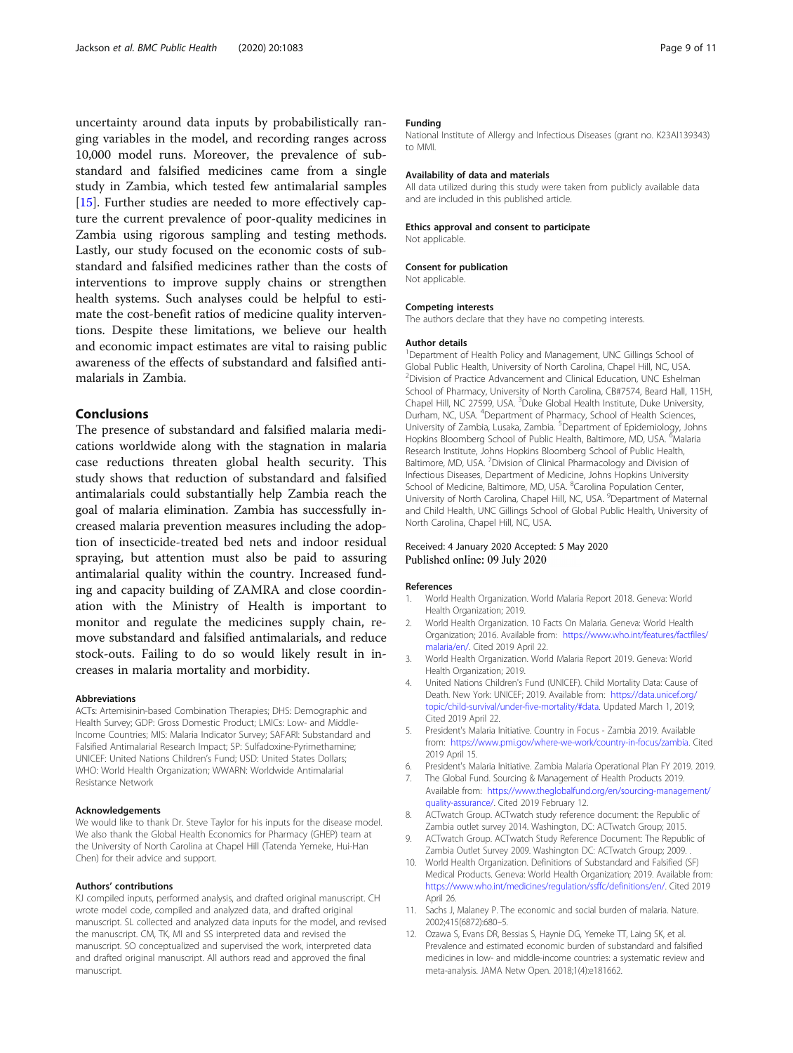uncertainty around data inputs by probabilistically ranging variables in the model, and recording ranges across 10,000 model runs. Moreover, the prevalence of substandard and falsified medicines came from a single study in Zambia, which tested few antimalarial samples [15]. Further studies are needed to more effectively capture the current prevalence of poor-quality medicines in Zambia using rigorous sampling and testing methods. Lastly, our study focused on the economic costs of substandard and falsified medicines rather than the costs of interventions to improve supply chains or strengthen health systems. Such analyses could be helpful to estimate the cost-benefit ratios of medicine quality interventions. Despite these limitations, we believe our health and economic impact estimates are vital to raising public awareness of the effects of substandard and falsified antimalarials in Zambia.

## Conclusions

The presence of substandard and falsified malaria medications worldwide along with the stagnation in malaria case reductions threaten global health security. This study shows that reduction of substandard and falsified antimalarials could substantially help Zambia reach the goal of malaria elimination. Zambia has successfully increased malaria prevention measures including the adoption of insecticide-treated bed nets and indoor residual spraying, but attention must also be paid to assuring antimalarial quality within the country. Increased funding and capacity building of ZAMRA and close coordination with the Ministry of Health is important to monitor and regulate the medicines supply chain, remove substandard and falsified antimalarials, and reduce stock-outs. Failing to do so would likely result in increases in malaria mortality and morbidity.

### Abbreviations

ACTs: Artemisinin-based Combination Therapies; DHS: Demographic and Health Survey; GDP: Gross Domestic Product; LMICs: Low- and Middle-Income Countries; MIS: Malaria Indicator Survey; SAFARI: Substandard and Falsified Antimalarial Research Impact; SP: Sulfadoxine-Pyrimethamine; UNICEF: United Nations Children's Fund; USD: United States Dollars; WHO: World Health Organization; WWARN: Worldwide Antimalarial Resistance Network

### Acknowledgements

We would like to thank Dr. Steve Taylor for his inputs for the disease model. We also thank the Global Health Economics for Pharmacy (GHEP) team at the University of North Carolina at Chapel Hill (Tatenda Yemeke, Hui-Han Chen) for their advice and support.

### Authors' contributions

KJ compiled inputs, performed analysis, and drafted original manuscript. CH wrote model code, compiled and analyzed data, and drafted original manuscript. SL collected and analyzed data inputs for the model, and revised the manuscript. CM, TK, MI and SS interpreted data and revised the manuscript. SO conceptualized and supervised the work, interpreted data and drafted original manuscript. All authors read and approved the final manuscript.

### Funding

National Institute of Allergy and Infectious Diseases (grant no. K23AI139343) to MMI.

### Availability of data and materials

All data utilized during this study were taken from publicly available data and are included in this published article.

### Ethics approval and consent to participate

Not applicable.

### Consent for publication

Not applicable.

### Competing interests

The authors declare that they have no competing interests.

### Author details

[1]Department of Health Policy and Management, UNC Gillings School of Global Public Health, University of North Carolina, Chapel Hill, NC, USA. [2]Division of Practice Advancement and Clinical Education, UNC Eshelman School of Pharmacy, University of North Carolina, CB#7574, Beard Hall, 115H, Chapel Hill, NC 27599, USA. [3]Duke Global Health Institute, Duke University, Durham, NC, USA. [4]Department of Pharmacy, School of Health Sciences, University of Zambia, Lusaka, Zambia. [5]Department of Epidemiology, Johns Hopkins Bloomberg School of Public Health, Baltimore, MD, USA. [6]Malaria Research Institute, Johns Hopkins Bloomberg School of Public Health, Baltimore, MD, USA. [7]Division of Clinical Pharmacology and Division of Infectious Diseases, Department of Medicine, Johns Hopkins University School of Medicine, Baltimore, MD, USA. [8]Carolina Population Center, University of North Carolina, Chapel Hill, NC, USA. [9]Department of Maternal and Child Health, UNC Gillings School of Global Public Health, University of North Carolina, Chapel Hill, NC, USA.

Received: 4 January 2020 Accepted: 5 May 2020
Published online: 09 July 2020

### References

1. World Health Organization. World Malaria Report 2018. Geneva: World Health Organization; 2019.
2. World Health Organization. 10 Facts On Malaria. Geneva: World Health Organization; 2016. Available from: https://www.who.int/features/factfiles/malaria/en/. Cited 2019 April 22.
3. World Health Organization. World Malaria Report 2019. Geneva: World Health Organization; 2019.
4. United Nations Children's Fund (UNICEF). Child Mortality Data: Cause of Death. New York: UNICEF; 2019. Available from: https://data.unicef.org/topic/child-survival/under-five-mortality/#data. Updated March 1, 2019; Cited 2019 April 22.
5. President's Malaria Initiative. Country in Focus - Zambia 2019. Available from: https://www.pmi.gov/where-we-work/country-in-focus/zambia. Cited 2019 April 15.
6. President's Malaria Initiative. Zambia Malaria Operational Plan FY 2019. 2019.
7. The Global Fund. Sourcing & Management of Health Products 2019. Available from: https://www.theglobalfund.org/en/sourcing-management/quality-assurance/. Cited 2019 February 12.
8. ACTwatch Group. ACTwatch study reference document: the Republic of Zambia outlet survey 2014. Washington, DC: ACTwatch Group; 2015.
9. ACTwatch Group. ACTwatch Study Reference Document: The Republic of Zambia Outlet Survey 2009. Washington DC: ACTwatch Group; 2009. .
10. World Health Organization. Definitions of Substandard and Falsified (SF) Medical Products. Geneva: World Health Organization; 2019. Available from: https://www.who.int/medicines/regulation/ssffc/definitions/en/. Cited 2019 April 26.
11. Sachs J, Malaney P. The economic and social burden of malaria. Nature. 2002;415(6872):680–5.
12. Ozawa S, Evans DR, Bessias S, Haynie DG, Yemeke TT, Laing SK, et al. Prevalence and estimated economic burden of substandard and falsified medicines in low- and middle-income countries: a systematic review and meta-analysis. JAMA Netw Open. 2018;1(4):e181662.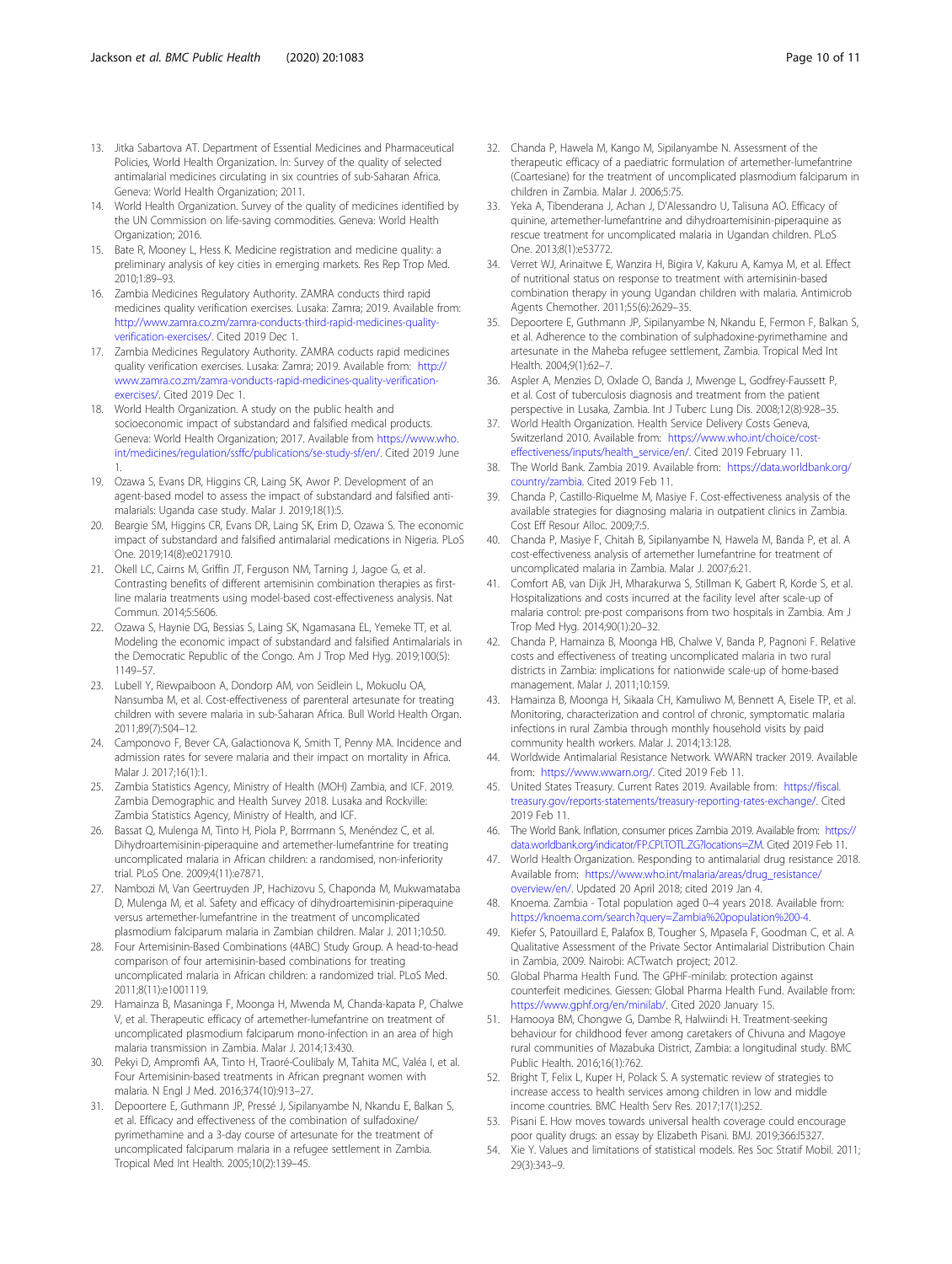13. Jitka Sabartova AT. Department of Essential Medicines and Pharmaceutical Policies, World Health Organization. In: Survey of the quality of selected antimalarial medicines circulating in six countries of sub-Saharan Africa. Geneva: World Health Organization; 2011.
14. World Health Organization. Survey of the quality of medicines identified by the UN Commission on life-saving commodities. Geneva: World Health Organization; 2016.
15. Bate R, Mooney L, Hess K. Medicine registration and medicine quality: a preliminary analysis of key cities in emerging markets. Res Rep Trop Med. 2010;1:89–93.
16. Zambia Medicines Regulatory Authority. ZAMRA conducts third rapid medicines quality verification exercises. Lusaka: Zamra; 2019. Available from: http://www.zamra.co.zm/zamra-conducts-third-rapid-medicines-quality-verification-exercises/. Cited 2019 Dec 1.
17. Zambia Medicines Regulatory Authority. ZAMRA coducts rapid medicines quality verification exercises. Lusaka: Zamra; 2019. Available from: http://www.zamra.co.zm/zamra-vonducts-rapid-medicines-quality-verification-exercises/. Cited 2019 Dec 1.
18. World Health Organization. A study on the public health and socioeconomic impact of substandard and falsified medical products. Geneva: World Health Organization; 2017. Available from https://www.who.int/medicines/regulation/ssffc/publications/se-study-sf/en/. Cited 2019 June 1.
19. Ozawa S, Evans DR, Higgins CR, Laing SK, Awor P. Development of an agent-based model to assess the impact of substandard and falsified anti-malarials: Uganda case study. Malar J. 2019;18(1):5.
20. Beargie SM, Higgins CR, Evans DR, Laing SK, Erim D, Ozawa S. The economic impact of substandard and falsified antimalarial medications in Nigeria. PLoS One. 2019;14(8):e0217910.
21. Okell LC, Cairns M, Griffin JT, Ferguson NM, Tarning J, Jagoe G, et al. Contrasting benefits of different artemisinin combination therapies as first-line malaria treatments using model-based cost-effectiveness analysis. Nat Commun. 2014;5:5606.
22. Ozawa S, Haynie DG, Bessias S, Laing SK, Ngamasana EL, Yemeke TT, et al. Modeling the economic impact of substandard and falsified Antimalarials in the Democratic Republic of the Congo. Am J Trop Med Hyg. 2019;100(5): 1149–57.
23. Lubell Y, Riewpaiboon A, Dondorp AM, von Seidlein L, Mokuolu OA, Nansumba M, et al. Cost-effectiveness of parenteral artesunate for treating children with severe malaria in sub-Saharan Africa. Bull World Health Organ. 2011;89(7):504–12.
24. Camponovo F, Bever CA, Galactionova K, Smith T, Penny MA. Incidence and admission rates for severe malaria and their impact on mortality in Africa. Malar J. 2017;16(1):1.
25. Zambia Statistics Agency, Ministry of Health (MOH) Zambia, and ICF. 2019. Zambia Demographic and Health Survey 2018. Lusaka and Rockville: Zambia Statistics Agency, Ministry of Health, and ICF.
26. Bassat Q, Mulenga M, Tinto H, Piola P, Borrmann S, Menéndez C, et al. Dihydroartemisinin-piperaquine and artemether-lumefantrine for treating uncomplicated malaria in African children: a randomised, non-inferiority trial. PLoS One. 2009;4(11):e7871.
27. Nambozi M, Van Geertruyden JP, Hachizovu S, Chaponda M, Mukwamataba D, Mulenga M, et al. Safety and efficacy of dihydroartemisinin-piperaquine versus artemether-lumefantrine in the treatment of uncomplicated plasmodium falciparum malaria in Zambian children. Malar J. 2011;10:50.
28. Four Artemisinin-Based Combinations (4ABC) Study Group. A head-to-head comparison of four artemisinin-based combinations for treating uncomplicated malaria in African children: a randomized trial. PLoS Med. 2011;8(11):e1001119.
29. Hamainza B, Masaninga F, Moonga H, Mwenda M, Chanda-kapata P, Chalwe V, et al. Therapeutic efficacy of artemether-lumefantrine on treatment of uncomplicated plasmodium falciparum mono-infection in an area of high malaria transmission in Zambia. Malar J. 2014;13:430.
30. Pekyi D, Ampromfi AA, Tinto H, Traoré-Coulibaly M, Tahita MC, Valéa I, et al. Four Artemisinin-based treatments in African pregnant women with malaria. N Engl J Med. 2016;374(10):913–27.
31. Depoortere E, Guthmann JP, Pressé J, Sipilanyambe N, Nkandu E, Balkan S, et al. Efficacy and effectiveness of the combination of sulfadoxine/pyrimethamine and a 3-day course of artesunate for the treatment of uncomplicated falciparum malaria in a refugee settlement in Zambia. Tropical Med Int Health. 2005;10(2):139–45.
32. Chanda P, Hawela M, Kango M, Sipilanyambe N. Assessment of the therapeutic efficacy of a paediatric formulation of artemether-lumefantrine (Coartesiane) for the treatment of uncomplicated plasmodium falciparum in children in Zambia. Malar J. 2006;5:75.
33. Yeka A, Tibenderana J, Achan J, D'Alessandro U, Talisuna AO. Efficacy of quinine, artemether-lumefantrine and dihydroartemisinin-piperaquine as rescue treatment for uncomplicated malaria in Ugandan children. PLoS One. 2013;8(1):e53772.
34. Verret WJ, Arinaitwe E, Wanzira H, Bigira V, Kakuru A, Kamya M, et al. Effect of nutritional status on response to treatment with artemisinin-based combination therapy in young Ugandan children with malaria. Antimicrob Agents Chemother. 2011;55(6):2629–35.
35. Depoortere E, Guthmann JP, Sipilanyambe N, Nkandu E, Fermon F, Balkan S, et al. Adherence to the combination of sulphadoxine-pyrimethamine and artesunate in the Maheba refugee settlement, Zambia. Tropical Med Int Health. 2004;9(1):62–7.
36. Aspler A, Menzies D, Oxlade O, Banda J, Mwenge L, Godfrey-Faussett P, et al. Cost of tuberculosis diagnosis and treatment from the patient perspective in Lusaka, Zambia. Int J Tuberc Lung Dis. 2008;12(8):928–35.
37. World Health Organization. Health Service Delivery Costs Geneva, Switzerland 2010. Available from: https://www.who.int/choice/cost-effectiveness/inputs/health_service/en/. Cited 2019 February 11.
38. The World Bank. Zambia 2019. Available from: https://data.worldbank.org/country/zambia. Cited 2019 Feb 11.
39. Chanda P, Castillo-Riquelme M, Masiye F. Cost-effectiveness analysis of the available strategies for diagnosing malaria in outpatient clinics in Zambia. Cost Eff Resour Alloc. 2009;7:5.
40. Chanda P, Masiye F, Chitah B, Sipilanyambe N, Hawela M, Banda P, et al. A cost-effectiveness analysis of artemether lumefantrine for treatment of uncomplicated malaria in Zambia. Malar J. 2007;6:21.
41. Comfort AB, van Dijk JH, Mharakurwa S, Stillman K, Gabert R, Korde S, et al. Hospitalizations and costs incurred at the facility level after scale-up of malaria control: pre-post comparisons from two hospitals in Zambia. Am J Trop Med Hyg. 2014;90(1):20–32.
42. Chanda P, Hamainza B, Moonga HB, Chalwe V, Banda P, Pagnoni F. Relative costs and effectiveness of treating uncomplicated malaria in two rural districts in Zambia: implications for nationwide scale-up of home-based management. Malar J. 2011;10:159.
43. Hamainza B, Moonga H, Sikaala CH, Kamuliwo M, Bennett A, Eisele TP, et al. Monitoring, characterization and control of chronic, symptomatic malaria infections in rural Zambia through monthly household visits by paid community health workers. Malar J. 2014;13:128.
44. Worldwide Antimalarial Resistance Network. WWARN tracker 2019. Available from: https://www.wwarn.org/. Cited 2019 Feb 11.
45. United States Treasury. Current Rates 2019. Available from: https://fiscal.treasury.gov/reports-statements/treasury-reporting-rates-exchange/. Cited 2019 Feb 11.
46. The World Bank. Inflation, consumer prices Zambia 2019. Available from: https://data.worldbank.org/indicator/FP.CPI.TOTL.ZG?locations=ZM. Cited 2019 Feb 11.
47. World Health Organization. Responding to antimalarial drug resistance 2018. Available from: https://www.who.int/malaria/areas/drug_resistance/overview/en/. Updated 20 April 2018; cited 2019 Jan 4.
48. Knoema. Zambia - Total population aged 0–4 years 2018. Available from: https://knoema.com/search?query=Zambia%20population%200-4.
49. Kiefer S, Patouillard E, Palafox B, Tougher S, Mpasela F, Goodman C, et al. A Qualitative Assessment of the Private Sector Antimalarial Distribution Chain in Zambia, 2009. Nairobi: ACTwatch project; 2012.
50. Global Pharma Health Fund. The GPHF-minilab: protection against counterfeit medicines. Giessen: Global Pharma Health Fund. Available from: https://www.gphf.org/en/minilab/. Cited 2020 January 15.
51. Hamooya BM, Chongwe G, Dambe R, Halwiindi H. Treatment-seeking behaviour for childhood fever among caretakers of Chivuna and Magoye rural communities of Mazabuka District, Zambia: a longitudinal study. BMC Public Health. 2016;16(1):762.
52. Bright T, Felix L, Kuper H, Polack S. A systematic review of strategies to increase access to health services among children in low and middle income countries. BMC Health Serv Res. 2017;17(1):252.
53. Pisani E. How moves towards universal health coverage could encourage poor quality drugs: an essay by Elizabeth Pisani. BMJ. 2019;366:l5327.
54. Xie Y. Values and limitations of statistical models. Res Soc Stratif Mobil. 2011; 29(3):343–9.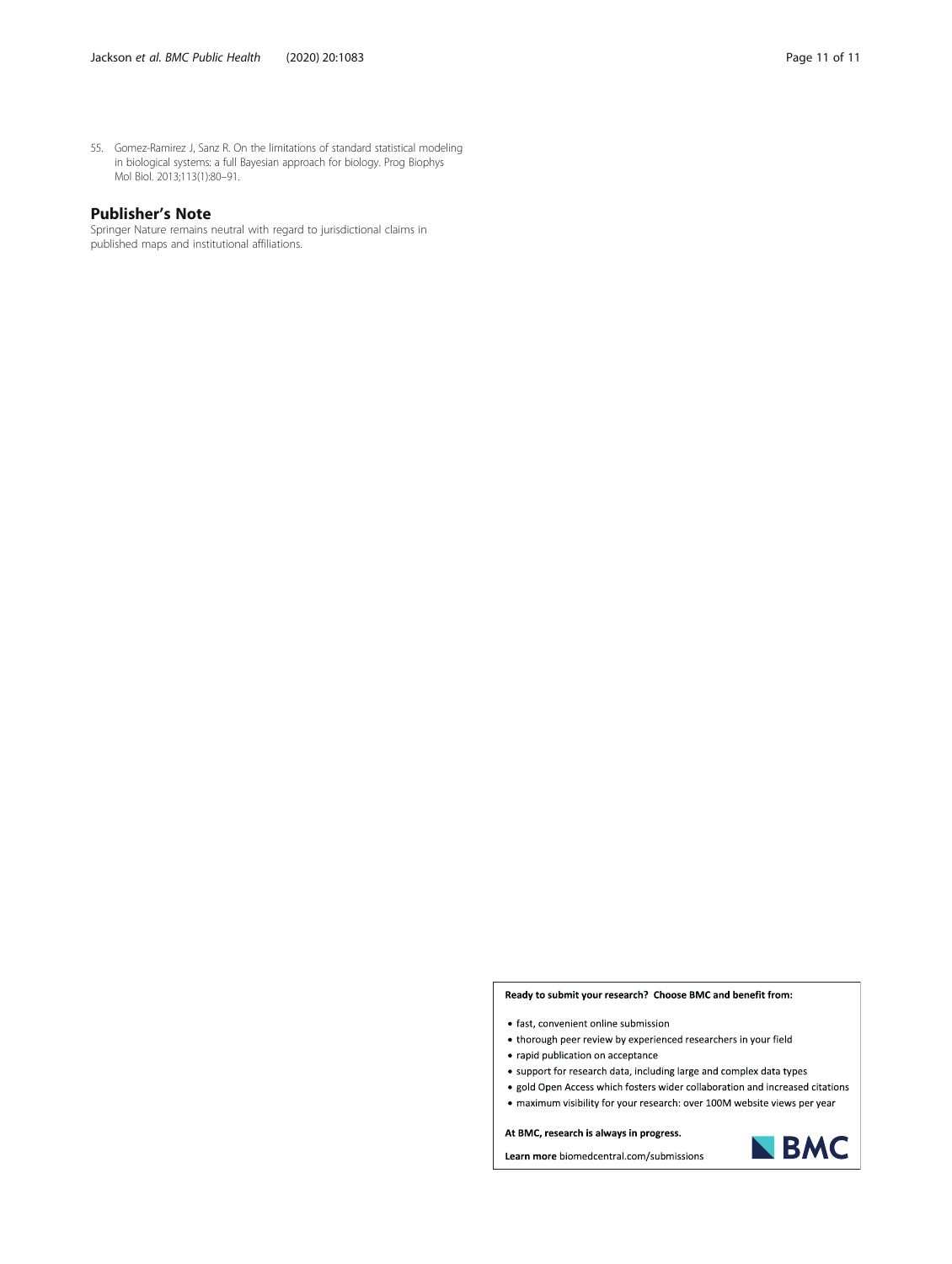55. Gomez-Ramirez J, Sanz R. On the limitations of standard statistical modeling in biological systems: a full Bayesian approach for biology. Prog Biophys Mol Biol. 2013;113(1):80–91.

## Publisher's Note

Springer Nature remains neutral with regard to jurisdictional claims in published maps and institutional affiliations.

**Ready to submit your research? Choose BMC and benefit from:**

- fast, convenient online submission
- thorough peer review by experienced researchers in your field
- rapid publication on acceptance
- support for research data, including large and complex data types
- gold Open Access which fosters wider collaboration and increased citations
- maximum visibility for your research: over 100M website views per year

**At BMC, research is always in progress.**

**Learn more** biomedcentral.com/submissions

BMC